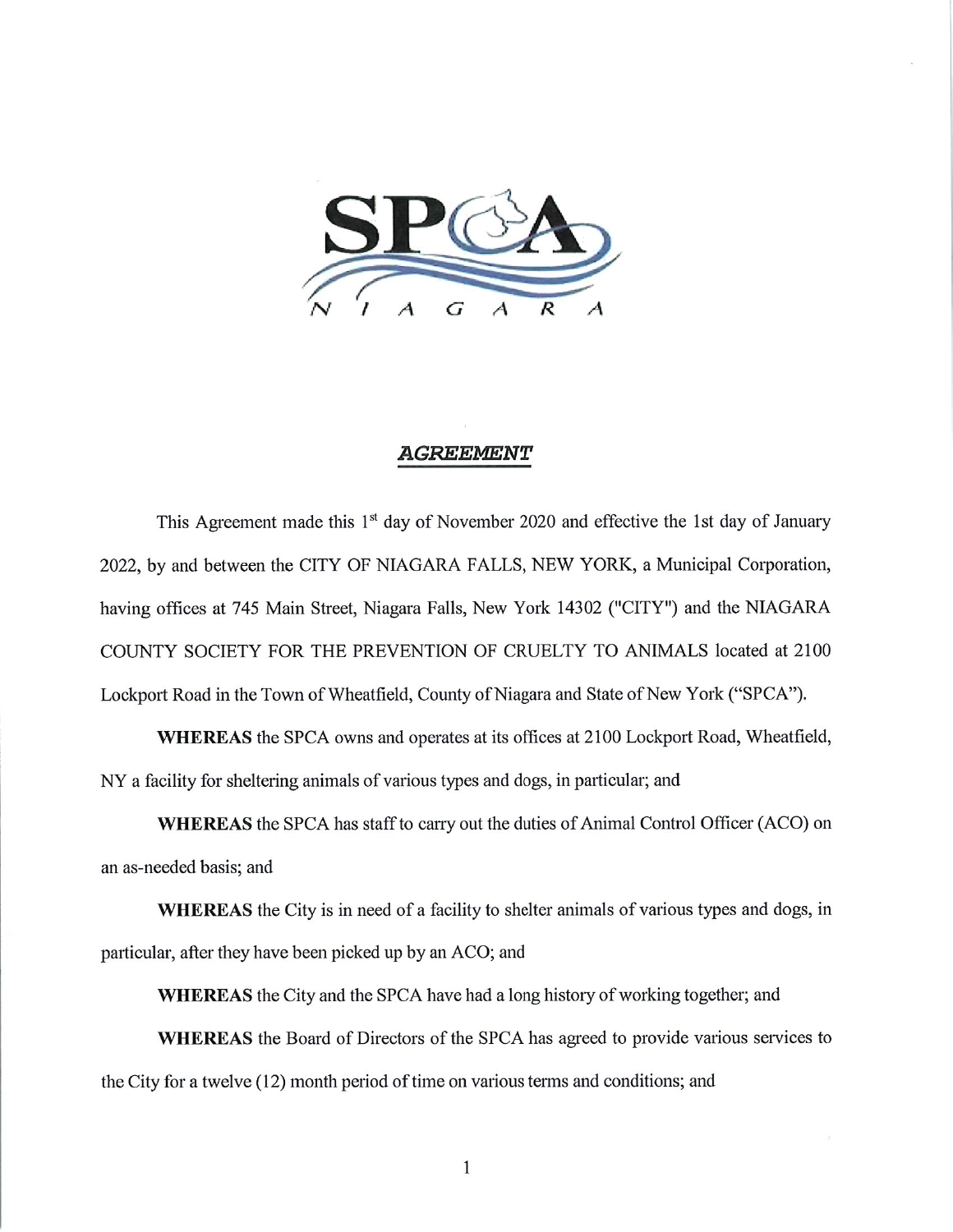SPCA NIAGARA

## *AGREEMENT*

This Agreement made this 1st day of November 2020 and effective the 1st day of January 2022, by and between the CITY OF NIAGARA FALLS, NEW YORK, a Municipal Corporation, having offices at 745 Main Street, Niagara Falls, New York 14302 ("CITY") and the NIAGARA COUNTY SOCIETY FOR THE PREVENTION OF CRUELTY TO ANIMALS located at 2100 Lockport Road in the Town of Wheatfield, County of Niagara and State of New York ("SPCA").

**WHEREAS** the SPCA owns and operates at its offices at 2100 Lockport Road, Wheatfield, NY a facility for sheltering animals of various types and dogs, in particular; and

**WHEREAS** the SPCA has staff to carry out the duties of Animal Control Officer (ACO) on an as-needed basis; and

**WHEREAS** the City is in need of a facility to shelter animals of various types and dogs, in particular, after they have been picked up by an ACO; and

**WHEREAS** the City and the SPCA have had a long history of working together; and

**WHEREAS** the Board of Directors of the SPCA has agreed to provide various services to the City for a twelve (12) month period of time on various terms and conditions; and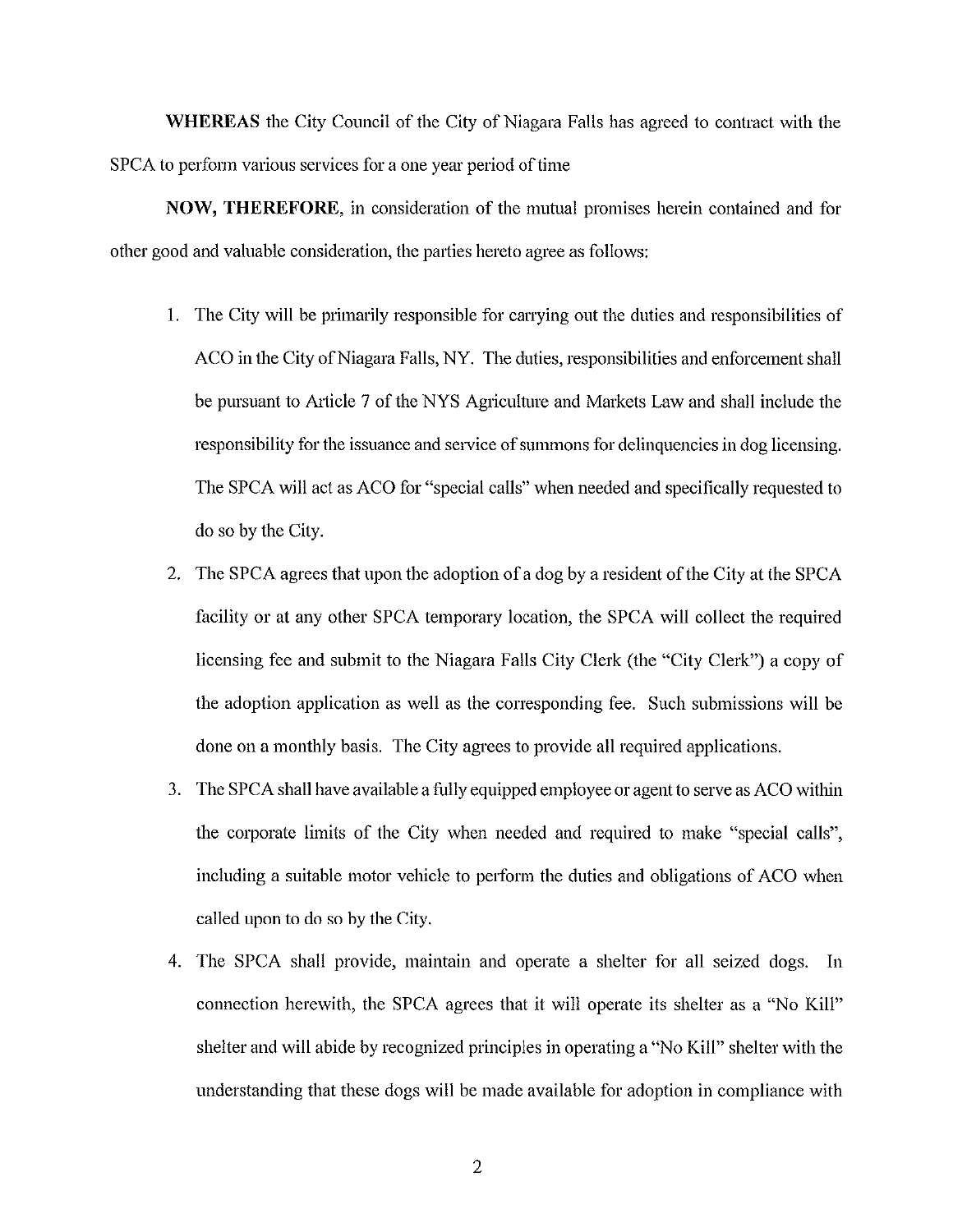**WHEREAS** the City Council of the City of Niagara Falls has agreed to contract with the SPCA to perform various services for a one year period of time

**NOW, THEREFORE,** in consideration of the mutual promises herein contained and for other good and valuable consideration, the parties hereto agree as follows:

1. The City will be primarily responsible for carrying out the duties and responsibilities of ACO in the City of Niagara Falls, NY. The duties, responsibilities and enforcement shall be pursuant to Article 7 of the NYS Agriculture and Markets Law and shall include the responsibility for the issuance and service of summons for delinquencies in dog licensing. The SPCA will act as ACO for "special calls" when needed and specifically requested to do so by the City.
2. The SPCA agrees that upon the adoption of a dog by a resident of the City at the SPCA facility or at any other SPCA temporary location, the SPCA will collect the required licensing fee and submit to the Niagara Falls City Clerk (the "City Clerk") a copy of the adoption application as well as the corresponding fee. Such submissions will be done on a monthly basis. The City agrees to provide all required applications.
3. The SPCA shall have available a fully equipped employee or agent to serve as ACO within the corporate limits of the City when needed and required to make "special calls", including a suitable motor vehicle to perform the duties and obligations of ACO when called upon to do so by the City.
4. The SPCA shall provide, maintain and operate a shelter for all seized dogs. In connection herewith, the SPCA agrees that it will operate its shelter as a "No Kill" shelter and will abide by recognized principles in operating a "No Kill" shelter with the understanding that these dogs will be made available for adoption in compliance with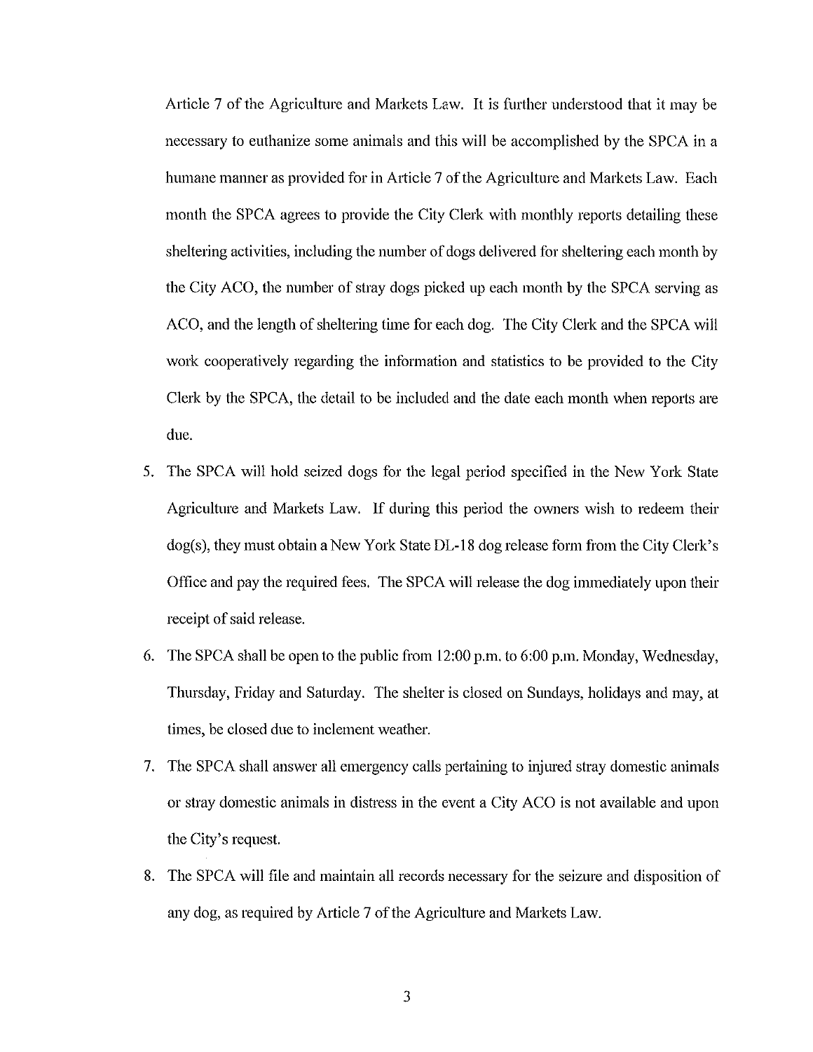Article 7 of the Agriculture and Markets Law. It is further understood that it may be necessary to euthanize some animals and this will be accomplished by the SPCA in a humane manner as provided for in Article 7 of the Agriculture and Markets Law. Each month the SPCA agrees to provide the City Clerk with monthly reports detailing these sheltering activities, including the number of dogs delivered for sheltering each month by the City ACO, the number of stray dogs picked up each month by the SPCA serving as ACO, and the length of sheltering time for each dog. The City Clerk and the SPCA will work cooperatively regarding the information and statistics to be provided to the City Clerk by the SPCA, the detail to be included and the date each month when reports are due.

5. The SPCA will hold seized dogs for the legal period specified in the New York State Agriculture and Markets Law. If during this period the owners wish to redeem their dog(s), they must obtain a New York State DL-18 dog release form from the City Clerk's Office and pay the required fees. The SPCA will release the dog immediately upon their receipt of said release.
6. The SPCA shall be open to the public from 12:00 p.m. to 6:00 p.m. Monday, Wednesday, Thursday, Friday and Saturday. The shelter is closed on Sundays, holidays and may, at times, be closed due to inclement weather.
7. The SPCA shall answer all emergency calls pertaining to injured stray domestic animals or stray domestic animals in distress in the event a City ACO is not available and upon the City's request.
8. The SPCA will file and maintain all records necessary for the seizure and disposition of any dog, as required by Article 7 of the Agriculture and Markets Law.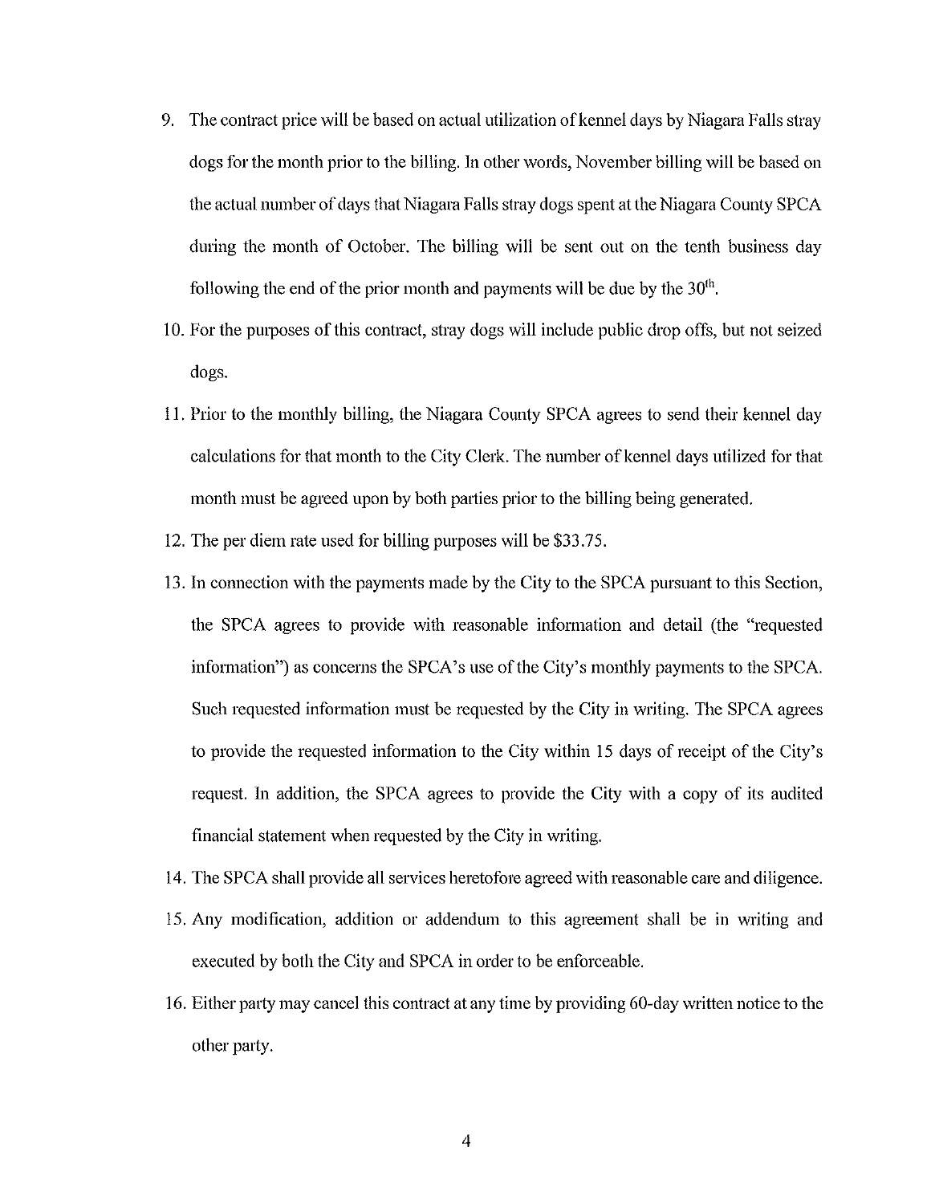9. The contract price will be based on actual utilization of kennel days by Niagara Falls stray dogs for the month prior to the billing. In other words, November billing will be based on the actual number of days that Niagara Falls stray dogs spent at the Niagara County SPCA during the month of October. The billing will be sent out on the tenth business day following the end of the prior month and payments will be due by the 30th.
10. For the purposes of this contract, stray dogs will include public drop offs, but not seized dogs.
11. Prior to the monthly billing, the Niagara County SPCA agrees to send their kennel day calculations for that month to the City Clerk. The number of kennel days utilized for that month must be agreed upon by both parties prior to the billing being generated.
12. The per diem rate used for billing purposes will be $33.75.
13. In connection with the payments made by the City to the SPCA pursuant to this Section, the SPCA agrees to provide with reasonable information and detail (the "requested information") as concerns the SPCA's use of the City's monthly payments to the SPCA. Such requested information must be requested by the City in writing. The SPCA agrees to provide the requested information to the City within 15 days of receipt of the City's request. In addition, the SPCA agrees to provide the City with a copy of its audited financial statement when requested by the City in writing.
14. The SPCA shall provide all services heretofore agreed with reasonable care and diligence.
15. Any modification, addition or addendum to this agreement shall be in writing and executed by both the City and SPCA in order to be enforceable.
16. Either party may cancel this contract at any time by providing 60-day written notice to the other party.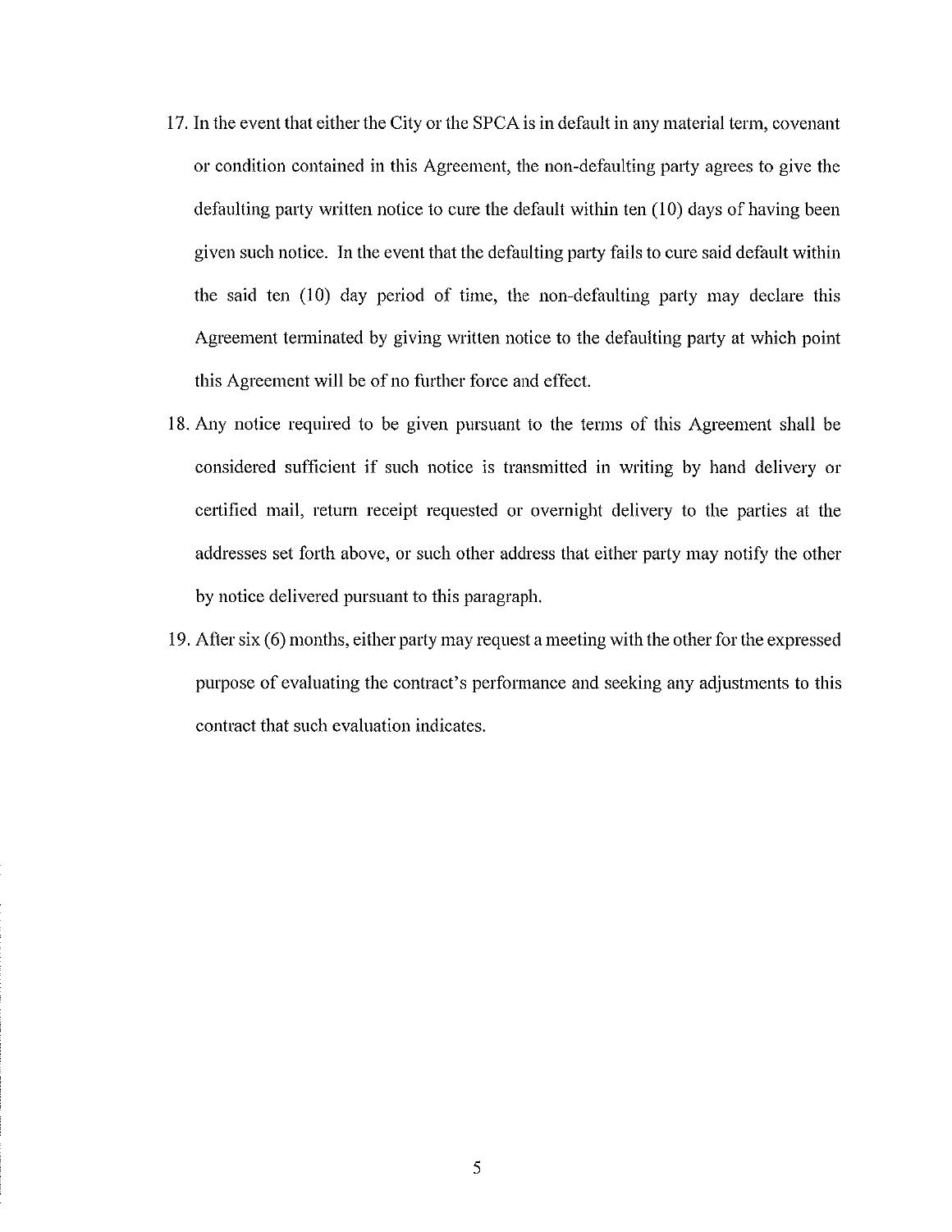17. In the event that either the City or the SPCA is in default in any material term, covenant or condition contained in this Agreement, the non-defaulting party agrees to give the defaulting party written notice to cure the default within ten (10) days of having been given such notice. In the event that the defaulting party fails to cure said default within the said ten (10) day period of time, the non-defaulting party may declare this Agreement terminated by giving written notice to the defaulting party at which point this Agreement will be of no further force and effect.
18. Any notice required to be given pursuant to the terms of this Agreement shall be considered sufficient if such notice is transmitted in writing by hand delivery or certified mail, return receipt requested or overnight delivery to the parties at the addresses set forth above, or such other address that either party may notify the other by notice delivered pursuant to this paragraph.
19. After six (6) months, either party may request a meeting with the other for the expressed purpose of evaluating the contract's performance and seeking any adjustments to this contract that such evaluation indicates.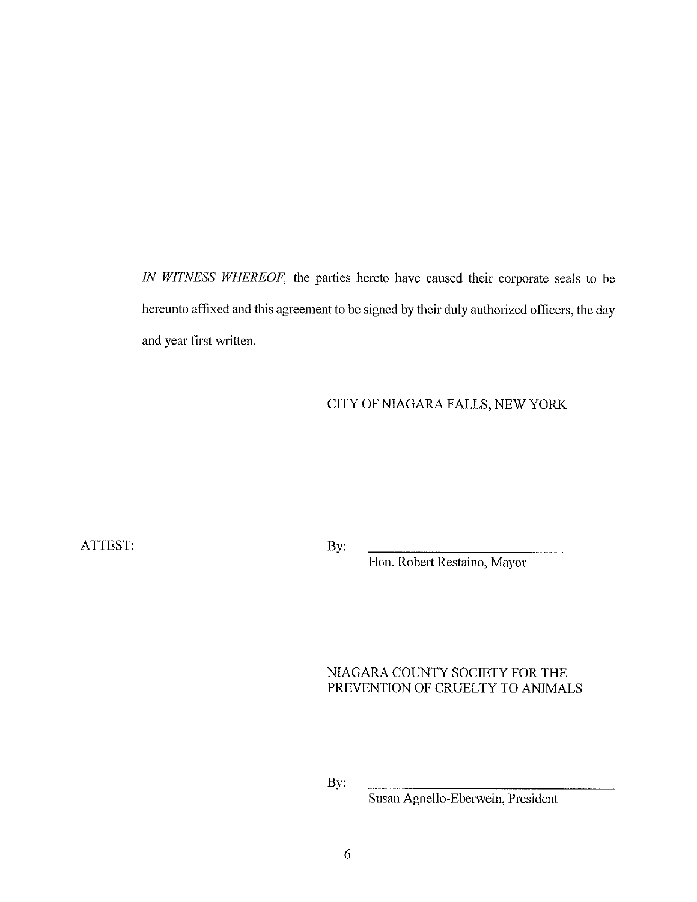*IN WITNESS WHEREOF,* the parties hereto have caused their corporate seals to be hereunto affixed and this agreement to be signed by their duly authorized officers, the day and year first written.

CITY OF NIAGARA FALLS, NEW YORK

ATTEST:

By: ______________________________
Hon. Robert Restaino, Mayor

NIAGARA COUNTY SOCIETY FOR THE PREVENTION OF CRUELTY TO ANIMALS

By: ______________________________
Susan Agnello-Eberwein, President